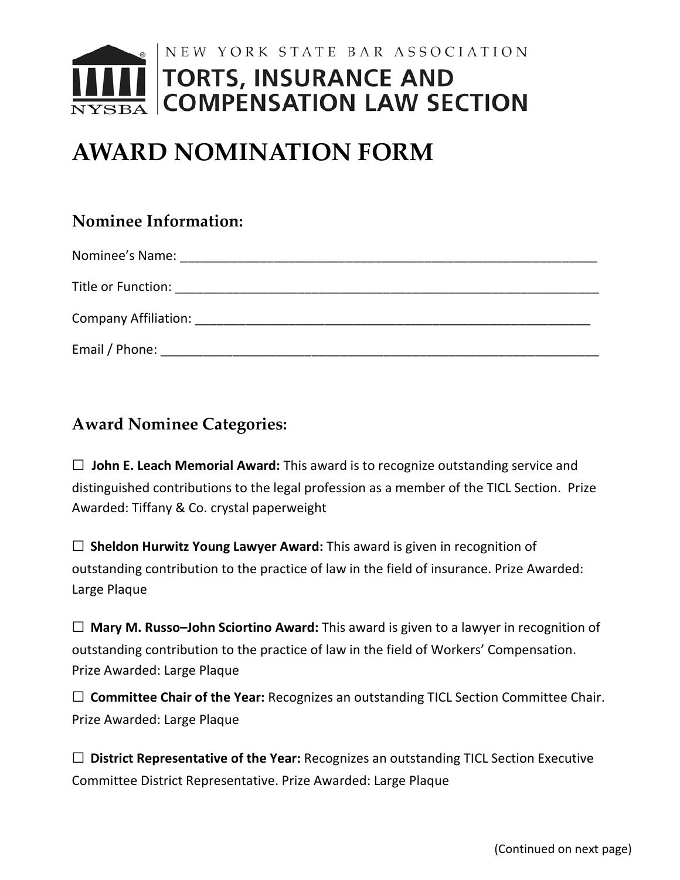NEW YORK STATE BAR ASSOCIATION

# TORTS, INSURANCE AND COMPENSATION LAW SECTION

# AWARD NOMINATION FORM

## Nominee Information:

Nominee's Name: ____________________________________________________________

Title or Function: ____________________________________________________________

Company Affiliation: __________________________________________________________

Email / Phone: _______________________________________________________________

## Award Nominee Categories:

☐ **John E. Leach Memorial Award:** This award is to recognize outstanding service and distinguished contributions to the legal profession as a member of the TICL Section. Prize Awarded: Tiffany & Co. crystal paperweight

☐ **Sheldon Hurwitz Young Lawyer Award:** This award is given in recognition of outstanding contribution to the practice of law in the field of insurance. Prize Awarded: Large Plaque

☐ **Mary M. Russo–John Sciortino Award:** This award is given to a lawyer in recognition of outstanding contribution to the practice of law in the field of Workers' Compensation. Prize Awarded: Large Plaque

☐ **Committee Chair of the Year:** Recognizes an outstanding TICL Section Committee Chair. Prize Awarded: Large Plaque

☐ **District Representative of the Year:** Recognizes an outstanding TICL Section Executive Committee District Representative. Prize Awarded: Large Plaque

(Continued on next page)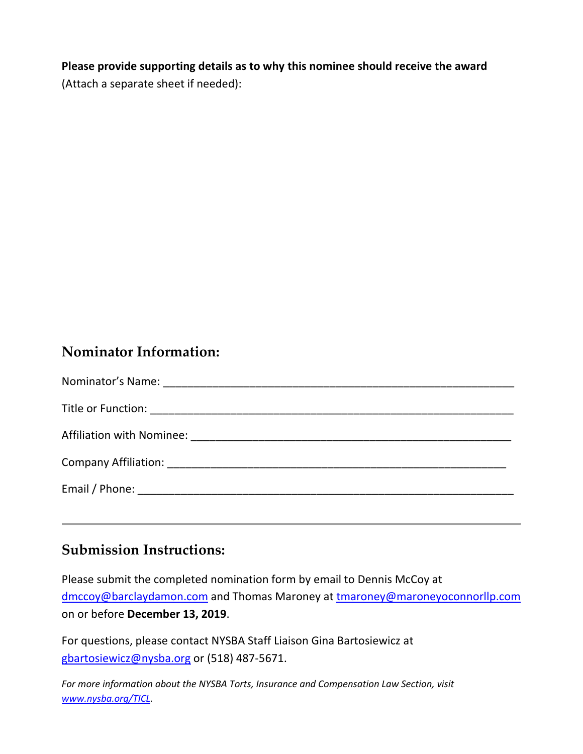**Please provide supporting details as to why this nominee should receive the award**
(Attach a separate sheet if needed):

## Nominator Information:

Nominator's Name: ____________________________________________________________

Title or Function: _____________________________________________________________

Affiliation with Nominee: ______________________________________________________

Company Affiliation: __________________________________________________________

Email / Phone: ________________________________________________________________

---

## Submission Instructions:

Please submit the completed nomination form by email to Dennis McCoy at dmccoy@barclaydamon.com and Thomas Maroney at tmaroney@maroneyoconnorllp.com on or before **December 13, 2019**.

For questions, please contact NYSBA Staff Liaison Gina Bartosiewicz at gbartosiewicz@nysba.org or (518) 487-5671.

*For more information about the NYSBA Torts, Insurance and Compensation Law Section, visit www.nysba.org/TICL.*